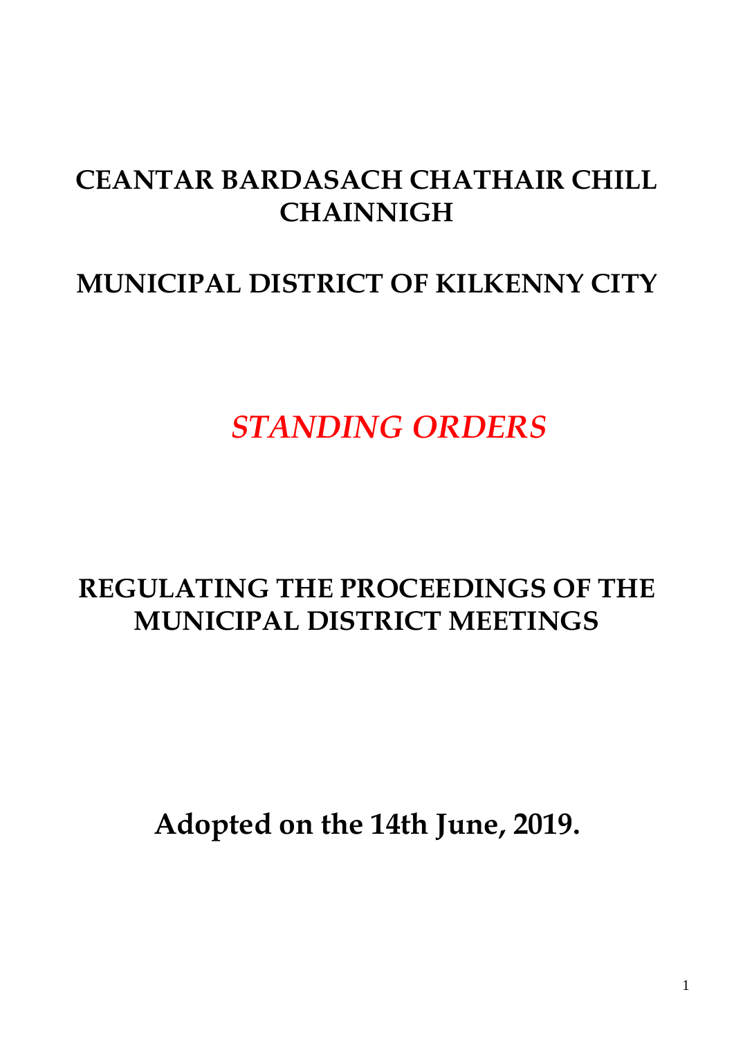# CEANTAR BARDASACH CHATHAIR CHILL CHAINNIGH

# MUNICIPAL DISTRICT OF KILKENNY CITY

## *STANDING ORDERS*

## REGULATING THE PROCEEDINGS OF THE MUNICIPAL DISTRICT MEETINGS

**Adopted on the 14th June, 2019.**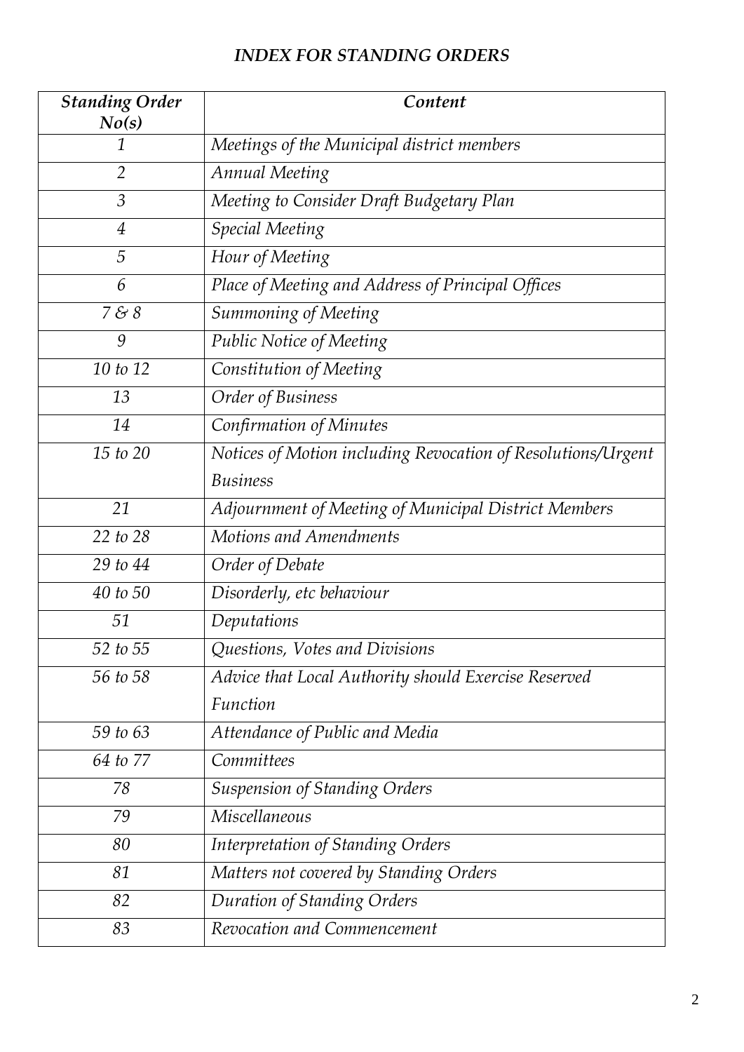# *INDEX FOR STANDING ORDERS*

| ***Standing Order No(s)*** | ***Content*** |
|---|---|
| *1* | *Meetings of the Municipal district members* |
| *2* | *Annual Meeting* |
| *3* | *Meeting to Consider Draft Budgetary Plan* |
| *4* | *Special Meeting* |
| *5* | *Hour of Meeting* |
| *6* | *Place of Meeting and Address of Principal Offices* |
| *7 & 8* | *Summoning of Meeting* |
| *9* | *Public Notice of Meeting* |
| *10 to 12* | *Constitution of Meeting* |
| *13* | *Order of Business* |
| *14* | *Confirmation of Minutes* |
| *15 to 20* | *Notices of Motion including Revocation of Resolutions/Urgent Business* |
| *21* | *Adjournment of Meeting of Municipal District Members* |
| *22 to 28* | *Motions and Amendments* |
| *29 to 44* | *Order of Debate* |
| *40 to 50* | *Disorderly, etc behaviour* |
| *51* | *Deputations* |
| *52 to 55* | *Questions, Votes and Divisions* |
| *56 to 58* | *Advice that Local Authority should Exercise Reserved Function* |
| *59 to 63* | *Attendance of Public and Media* |
| *64 to 77* | *Committees* |
| *78* | *Suspension of Standing Orders* |
| *79* | *Miscellaneous* |
| *80* | *Interpretation of Standing Orders* |
| *81* | *Matters not covered by Standing Orders* |
| *82* | *Duration of Standing Orders* |
| *83* | *Revocation and Commencement* |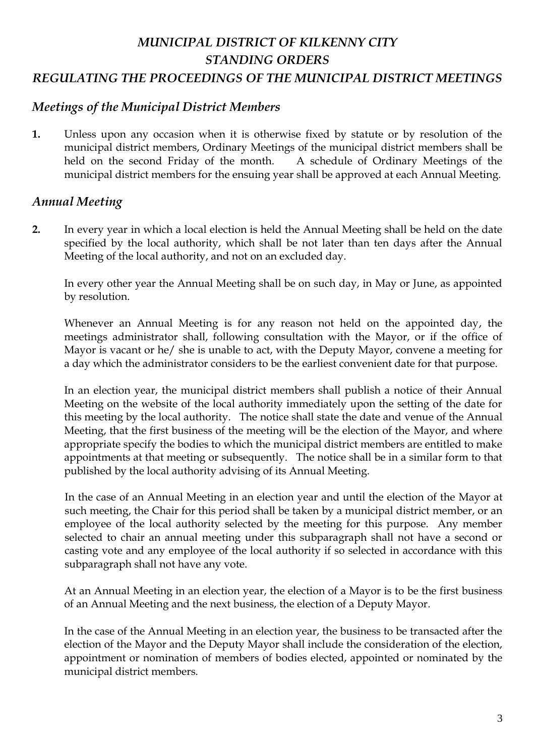# *MUNICIPAL DISTRICT OF KILKENNY CITY*
# *STANDING ORDERS*
# *REGULATING THE PROCEEDINGS OF THE MUNICIPAL DISTRICT MEETINGS*

## *Meetings of the Municipal District Members*

**1.** Unless upon any occasion when it is otherwise fixed by statute or by resolution of the municipal district members, Ordinary Meetings of the municipal district members shall be held on the second Friday of the month. A schedule of Ordinary Meetings of the municipal district members for the ensuing year shall be approved at each Annual Meeting.

## *Annual Meeting*

**2.** In every year in which a local election is held the Annual Meeting shall be held on the date specified by the local authority, which shall be not later than ten days after the Annual Meeting of the local authority, and not on an excluded day.

In every other year the Annual Meeting shall be on such day, in May or June, as appointed by resolution.

Whenever an Annual Meeting is for any reason not held on the appointed day, the meetings administrator shall, following consultation with the Mayor, or if the office of Mayor is vacant or he/ she is unable to act, with the Deputy Mayor, convene a meeting for a day which the administrator considers to be the earliest convenient date for that purpose.

In an election year, the municipal district members shall publish a notice of their Annual Meeting on the website of the local authority immediately upon the setting of the date for this meeting by the local authority. The notice shall state the date and venue of the Annual Meeting, that the first business of the meeting will be the election of the Mayor, and where appropriate specify the bodies to which the municipal district members are entitled to make appointments at that meeting or subsequently. The notice shall be in a similar form to that published by the local authority advising of its Annual Meeting.

In the case of an Annual Meeting in an election year and until the election of the Mayor at such meeting, the Chair for this period shall be taken by a municipal district member, or an employee of the local authority selected by the meeting for this purpose. Any member selected to chair an annual meeting under this subparagraph shall not have a second or casting vote and any employee of the local authority if so selected in accordance with this subparagraph shall not have any vote.

At an Annual Meeting in an election year, the election of a Mayor is to be the first business of an Annual Meeting and the next business, the election of a Deputy Mayor.

In the case of the Annual Meeting in an election year, the business to be transacted after the election of the Mayor and the Deputy Mayor shall include the consideration of the election, appointment or nomination of members of bodies elected, appointed or nominated by the municipal district members.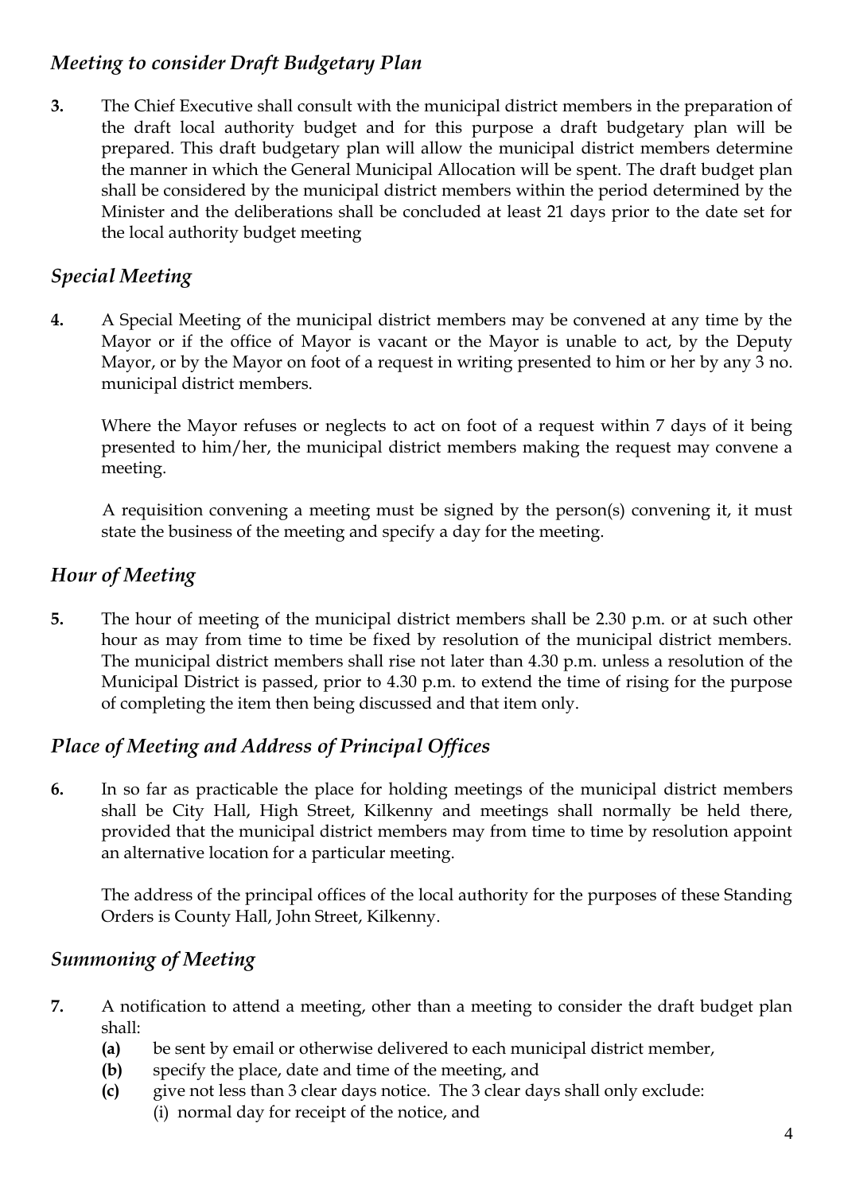### *Meeting to consider Draft Budgetary Plan*

**3.** The Chief Executive shall consult with the municipal district members in the preparation of the draft local authority budget and for this purpose a draft budgetary plan will be prepared. This draft budgetary plan will allow the municipal district members determine the manner in which the General Municipal Allocation will be spent. The draft budget plan shall be considered by the municipal district members within the period determined by the Minister and the deliberations shall be concluded at least 21 days prior to the date set for the local authority budget meeting

### *Special Meeting*

**4.** A Special Meeting of the municipal district members may be convened at any time by the Mayor or if the office of Mayor is vacant or the Mayor is unable to act, by the Deputy Mayor, or by the Mayor on foot of a request in writing presented to him or her by any 3 no. municipal district members.

Where the Mayor refuses or neglects to act on foot of a request within 7 days of it being presented to him/her, the municipal district members making the request may convene a meeting.

A requisition convening a meeting must be signed by the person(s) convening it, it must state the business of the meeting and specify a day for the meeting.

### *Hour of Meeting*

**5.** The hour of meeting of the municipal district members shall be 2.30 p.m. or at such other hour as may from time to time be fixed by resolution of the municipal district members. The municipal district members shall rise not later than 4.30 p.m. unless a resolution of the Municipal District is passed, prior to 4.30 p.m. to extend the time of rising for the purpose of completing the item then being discussed and that item only.

### *Place of Meeting and Address of Principal Offices*

**6.** In so far as practicable the place for holding meetings of the municipal district members shall be City Hall, High Street, Kilkenny and meetings shall normally be held there, provided that the municipal district members may from time to time by resolution appoint an alternative location for a particular meeting.

The address of the principal offices of the local authority for the purposes of these Standing Orders is County Hall, John Street, Kilkenny.

### *Summoning of Meeting*

**7.** A notification to attend a meeting, other than a meeting to consider the draft budget plan shall:

- **(a)** be sent by email or otherwise delivered to each municipal district member,
- **(b)** specify the place, date and time of the meeting, and
- **(c)** give not less than 3 clear days notice. The 3 clear days shall only exclude:
  - (i) normal day for receipt of the notice, and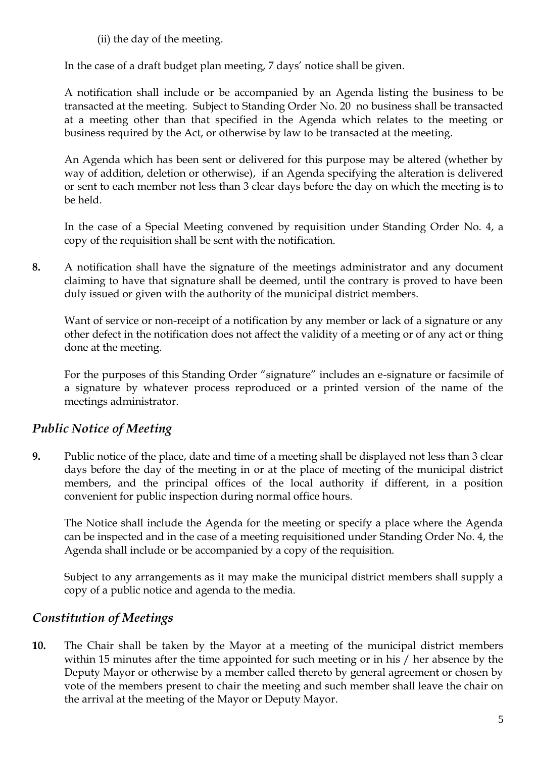(ii) the day of the meeting.

In the case of a draft budget plan meeting, 7 days' notice shall be given.

A notification shall include or be accompanied by an Agenda listing the business to be transacted at the meeting. Subject to Standing Order No. 20 no business shall be transacted at a meeting other than that specified in the Agenda which relates to the meeting or business required by the Act, or otherwise by law to be transacted at the meeting.

An Agenda which has been sent or delivered for this purpose may be altered (whether by way of addition, deletion or otherwise), if an Agenda specifying the alteration is delivered or sent to each member not less than 3 clear days before the day on which the meeting is to be held.

In the case of a Special Meeting convened by requisition under Standing Order No. 4, a copy of the requisition shall be sent with the notification.

**8.** A notification shall have the signature of the meetings administrator and any document claiming to have that signature shall be deemed, until the contrary is proved to have been duly issued or given with the authority of the municipal district members.

Want of service or non-receipt of a notification by any member or lack of a signature or any other defect in the notification does not affect the validity of a meeting or of any act or thing done at the meeting.

For the purposes of this Standing Order "signature" includes an e-signature or facsimile of a signature by whatever process reproduced or a printed version of the name of the meetings administrator.

## *Public Notice of Meeting*

**9.** Public notice of the place, date and time of a meeting shall be displayed not less than 3 clear days before the day of the meeting in or at the place of meeting of the municipal district members, and the principal offices of the local authority if different, in a position convenient for public inspection during normal office hours.

The Notice shall include the Agenda for the meeting or specify a place where the Agenda can be inspected and in the case of a meeting requisitioned under Standing Order No. 4, the Agenda shall include or be accompanied by a copy of the requisition.

Subject to any arrangements as it may make the municipal district members shall supply a copy of a public notice and agenda to the media.

## *Constitution of Meetings*

**10.** The Chair shall be taken by the Mayor at a meeting of the municipal district members within 15 minutes after the time appointed for such meeting or in his / her absence by the Deputy Mayor or otherwise by a member called thereto by general agreement or chosen by vote of the members present to chair the meeting and such member shall leave the chair on the arrival at the meeting of the Mayor or Deputy Mayor.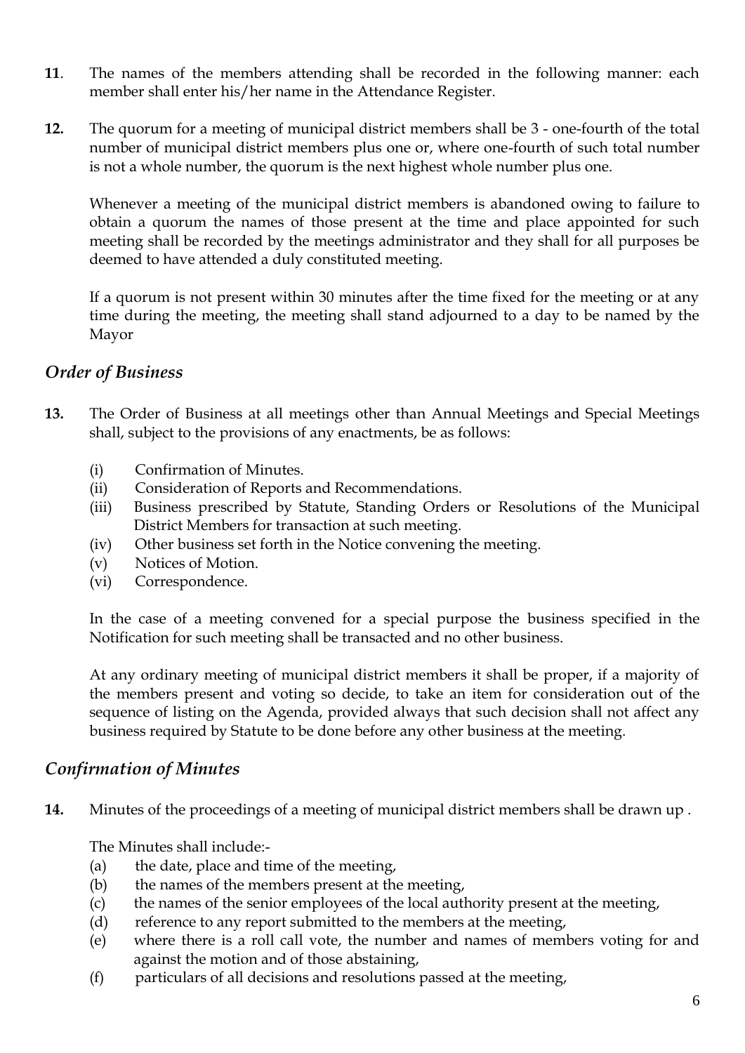**11**. The names of the members attending shall be recorded in the following manner: each member shall enter his/her name in the Attendance Register.

**12.** The quorum for a meeting of municipal district members shall be 3 - one-fourth of the total number of municipal district members plus one or, where one-fourth of such total number is not a whole number, the quorum is the next highest whole number plus one.

Whenever a meeting of the municipal district members is abandoned owing to failure to obtain a quorum the names of those present at the time and place appointed for such meeting shall be recorded by the meetings administrator and they shall for all purposes be deemed to have attended a duly constituted meeting.

If a quorum is not present within 30 minutes after the time fixed for the meeting or at any time during the meeting, the meeting shall stand adjourned to a day to be named by the Mayor

## *Order of Business*

**13.** The Order of Business at all meetings other than Annual Meetings and Special Meetings shall, subject to the provisions of any enactments, be as follows:

(i) Confirmation of Minutes.
(ii) Consideration of Reports and Recommendations.
(iii) Business prescribed by Statute, Standing Orders or Resolutions of the Municipal District Members for transaction at such meeting.
(iv) Other business set forth in the Notice convening the meeting.
(v) Notices of Motion.
(vi) Correspondence.

In the case of a meeting convened for a special purpose the business specified in the Notification for such meeting shall be transacted and no other business.

At any ordinary meeting of municipal district members it shall be proper, if a majority of the members present and voting so decide, to take an item for consideration out of the sequence of listing on the Agenda, provided always that such decision shall not affect any business required by Statute to be done before any other business at the meeting.

## *Confirmation of Minutes*

**14.** Minutes of the proceedings of a meeting of municipal district members shall be drawn up .

The Minutes shall include:-

(a) the date, place and time of the meeting,
(b) the names of the members present at the meeting,
(c) the names of the senior employees of the local authority present at the meeting,
(d) reference to any report submitted to the members at the meeting,
(e) where there is a roll call vote, the number and names of members voting for and against the motion and of those abstaining,
(f) particulars of all decisions and resolutions passed at the meeting,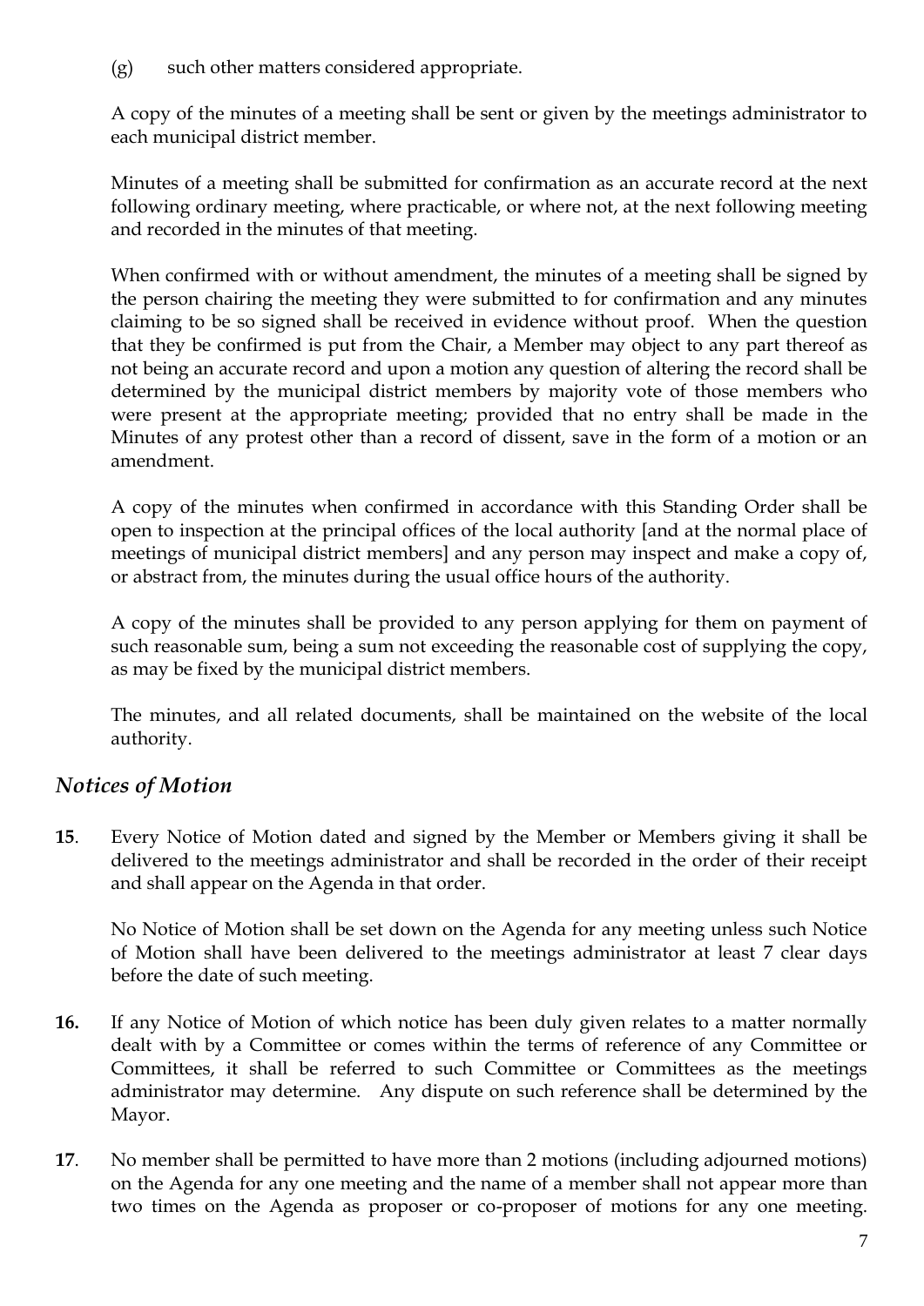(g) such other matters considered appropriate.

A copy of the minutes of a meeting shall be sent or given by the meetings administrator to each municipal district member.

Minutes of a meeting shall be submitted for confirmation as an accurate record at the next following ordinary meeting, where practicable, or where not, at the next following meeting and recorded in the minutes of that meeting.

When confirmed with or without amendment, the minutes of a meeting shall be signed by the person chairing the meeting they were submitted to for confirmation and any minutes claiming to be so signed shall be received in evidence without proof. When the question that they be confirmed is put from the Chair, a Member may object to any part thereof as not being an accurate record and upon a motion any question of altering the record shall be determined by the municipal district members by majority vote of those members who were present at the appropriate meeting; provided that no entry shall be made in the Minutes of any protest other than a record of dissent, save in the form of a motion or an amendment.

A copy of the minutes when confirmed in accordance with this Standing Order shall be open to inspection at the principal offices of the local authority [and at the normal place of meetings of municipal district members] and any person may inspect and make a copy of, or abstract from, the minutes during the usual office hours of the authority.

A copy of the minutes shall be provided to any person applying for them on payment of such reasonable sum, being a sum not exceeding the reasonable cost of supplying the copy, as may be fixed by the municipal district members.

The minutes, and all related documents, shall be maintained on the website of the local authority.

## *Notices of Motion*

**15**. Every Notice of Motion dated and signed by the Member or Members giving it shall be delivered to the meetings administrator and shall be recorded in the order of their receipt and shall appear on the Agenda in that order.

No Notice of Motion shall be set down on the Agenda for any meeting unless such Notice of Motion shall have been delivered to the meetings administrator at least 7 clear days before the date of such meeting.

**16.** If any Notice of Motion of which notice has been duly given relates to a matter normally dealt with by a Committee or comes within the terms of reference of any Committee or Committees, it shall be referred to such Committee or Committees as the meetings administrator may determine. Any dispute on such reference shall be determined by the Mayor.

**17**. No member shall be permitted to have more than 2 motions (including adjourned motions) on the Agenda for any one meeting and the name of a member shall not appear more than two times on the Agenda as proposer or co-proposer of motions for any one meeting.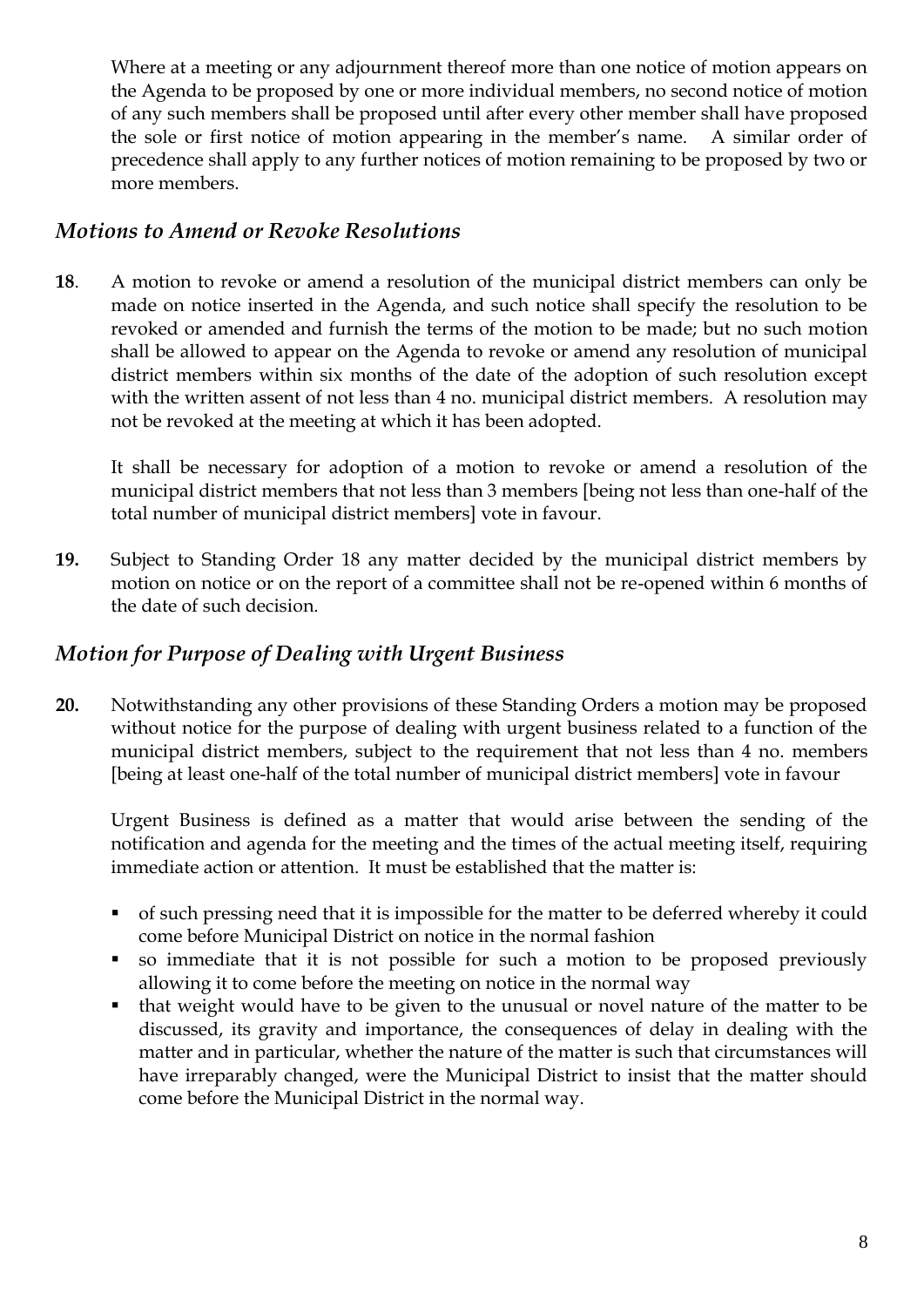Where at a meeting or any adjournment thereof more than one notice of motion appears on the Agenda to be proposed by one or more individual members, no second notice of motion of any such members shall be proposed until after every other member shall have proposed the sole or first notice of motion appearing in the member's name. A similar order of precedence shall apply to any further notices of motion remaining to be proposed by two or more members.

## *Motions to Amend or Revoke Resolutions*

**18**. A motion to revoke or amend a resolution of the municipal district members can only be made on notice inserted in the Agenda, and such notice shall specify the resolution to be revoked or amended and furnish the terms of the motion to be made; but no such motion shall be allowed to appear on the Agenda to revoke or amend any resolution of municipal district members within six months of the date of the adoption of such resolution except with the written assent of not less than 4 no. municipal district members. A resolution may not be revoked at the meeting at which it has been adopted.

It shall be necessary for adoption of a motion to revoke or amend a resolution of the municipal district members that not less than 3 members [being not less than one-half of the total number of municipal district members] vote in favour.

**19.** Subject to Standing Order 18 any matter decided by the municipal district members by motion on notice or on the report of a committee shall not be re-opened within 6 months of the date of such decision.

## *Motion for Purpose of Dealing with Urgent Business*

**20.** Notwithstanding any other provisions of these Standing Orders a motion may be proposed without notice for the purpose of dealing with urgent business related to a function of the municipal district members, subject to the requirement that not less than 4 no. members [being at least one-half of the total number of municipal district members] vote in favour

Urgent Business is defined as a matter that would arise between the sending of the notification and agenda for the meeting and the times of the actual meeting itself, requiring immediate action or attention. It must be established that the matter is:

- of such pressing need that it is impossible for the matter to be deferred whereby it could come before Municipal District on notice in the normal fashion
- so immediate that it is not possible for such a motion to be proposed previously allowing it to come before the meeting on notice in the normal way
- that weight would have to be given to the unusual or novel nature of the matter to be discussed, its gravity and importance, the consequences of delay in dealing with the matter and in particular, whether the nature of the matter is such that circumstances will have irreparably changed, were the Municipal District to insist that the matter should come before the Municipal District in the normal way.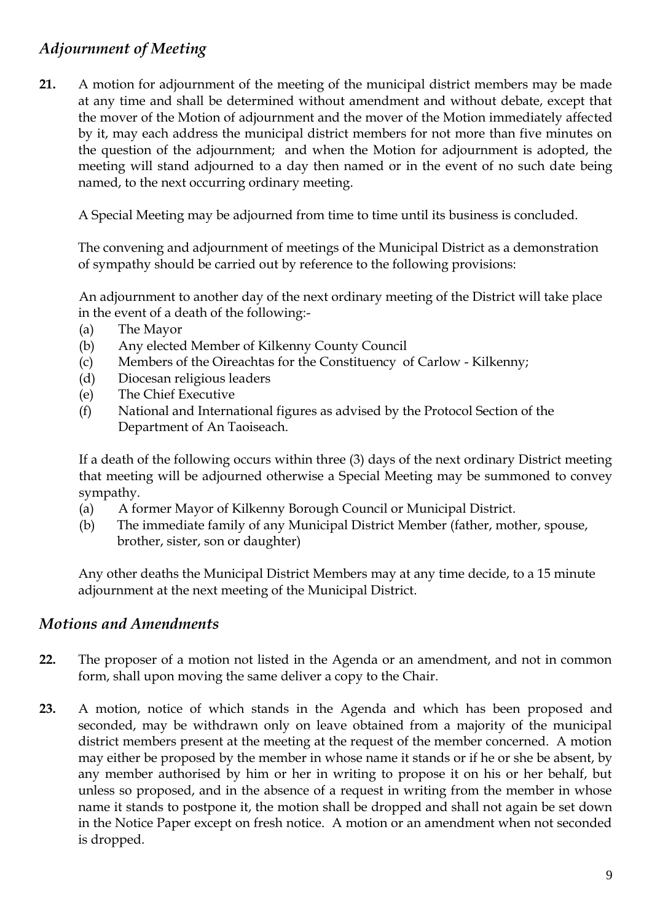## *Adjournment of Meeting*

**21.** A motion for adjournment of the meeting of the municipal district members may be made at any time and shall be determined without amendment and without debate, except that the mover of the Motion of adjournment and the mover of the Motion immediately affected by it, may each address the municipal district members for not more than five minutes on the question of the adjournment; and when the Motion for adjournment is adopted, the meeting will stand adjourned to a day then named or in the event of no such date being named, to the next occurring ordinary meeting.

A Special Meeting may be adjourned from time to time until its business is concluded.

The convening and adjournment of meetings of the Municipal District as a demonstration of sympathy should be carried out by reference to the following provisions:

An adjournment to another day of the next ordinary meeting of the District will take place in the event of a death of the following:-

- (a) The Mayor
- (b) Any elected Member of Kilkenny County Council
- (c) Members of the Oireachtas for the Constituency of Carlow - Kilkenny;
- (d) Diocesan religious leaders
- (e) The Chief Executive
- (f) National and International figures as advised by the Protocol Section of the Department of An Taoiseach.

If a death of the following occurs within three (3) days of the next ordinary District meeting that meeting will be adjourned otherwise a Special Meeting may be summoned to convey sympathy.

- (a) A former Mayor of Kilkenny Borough Council or Municipal District.
- (b) The immediate family of any Municipal District Member (father, mother, spouse, brother, sister, son or daughter)

Any other deaths the Municipal District Members may at any time decide, to a 15 minute adjournment at the next meeting of the Municipal District.

## *Motions and Amendments*

**22.** The proposer of a motion not listed in the Agenda or an amendment, and not in common form, shall upon moving the same deliver a copy to the Chair.

**23.** A motion, notice of which stands in the Agenda and which has been proposed and seconded, may be withdrawn only on leave obtained from a majority of the municipal district members present at the meeting at the request of the member concerned. A motion may either be proposed by the member in whose name it stands or if he or she be absent, by any member authorised by him or her in writing to propose it on his or her behalf, but unless so proposed, and in the absence of a request in writing from the member in whose name it stands to postpone it, the motion shall be dropped and shall not again be set down in the Notice Paper except on fresh notice. A motion or an amendment when not seconded is dropped.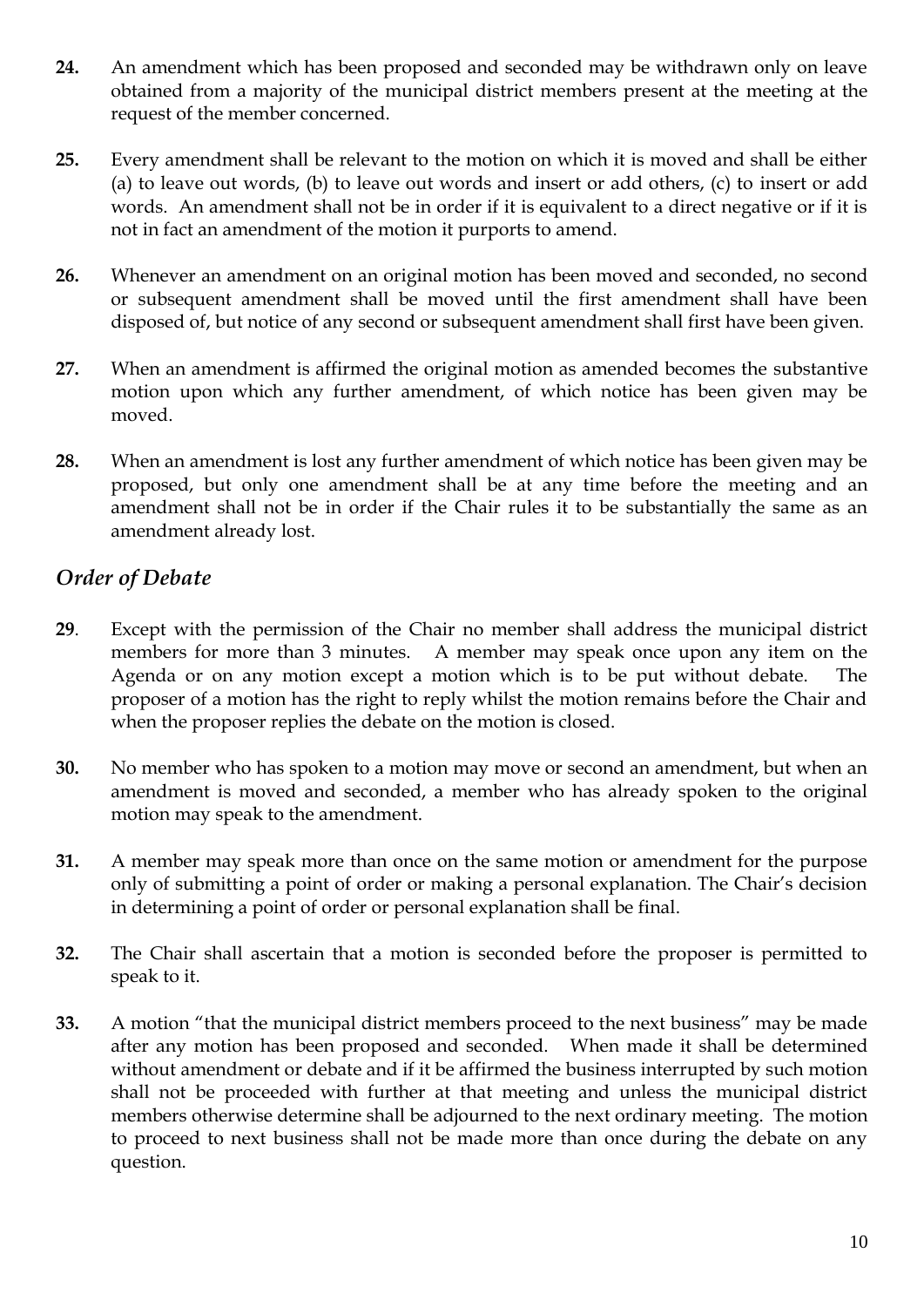**24.** An amendment which has been proposed and seconded may be withdrawn only on leave obtained from a majority of the municipal district members present at the meeting at the request of the member concerned.

**25.** Every amendment shall be relevant to the motion on which it is moved and shall be either (a) to leave out words, (b) to leave out words and insert or add others, (c) to insert or add words. An amendment shall not be in order if it is equivalent to a direct negative or if it is not in fact an amendment of the motion it purports to amend.

**26.** Whenever an amendment on an original motion has been moved and seconded, no second or subsequent amendment shall be moved until the first amendment shall have been disposed of, but notice of any second or subsequent amendment shall first have been given.

**27.** When an amendment is affirmed the original motion as amended becomes the substantive motion upon which any further amendment, of which notice has been given may be moved.

**28.** When an amendment is lost any further amendment of which notice has been given may be proposed, but only one amendment shall be at any time before the meeting and an amendment shall not be in order if the Chair rules it to be substantially the same as an amendment already lost.

## *Order of Debate*

**29**. Except with the permission of the Chair no member shall address the municipal district members for more than 3 minutes. A member may speak once upon any item on the Agenda or on any motion except a motion which is to be put without debate. The proposer of a motion has the right to reply whilst the motion remains before the Chair and when the proposer replies the debate on the motion is closed.

**30.** No member who has spoken to a motion may move or second an amendment, but when an amendment is moved and seconded, a member who has already spoken to the original motion may speak to the amendment.

**31.** A member may speak more than once on the same motion or amendment for the purpose only of submitting a point of order or making a personal explanation. The Chair's decision in determining a point of order or personal explanation shall be final.

**32.** The Chair shall ascertain that a motion is seconded before the proposer is permitted to speak to it.

**33.** A motion "that the municipal district members proceed to the next business" may be made after any motion has been proposed and seconded. When made it shall be determined without amendment or debate and if it be affirmed the business interrupted by such motion shall not be proceeded with further at that meeting and unless the municipal district members otherwise determine shall be adjourned to the next ordinary meeting. The motion to proceed to next business shall not be made more than once during the debate on any question.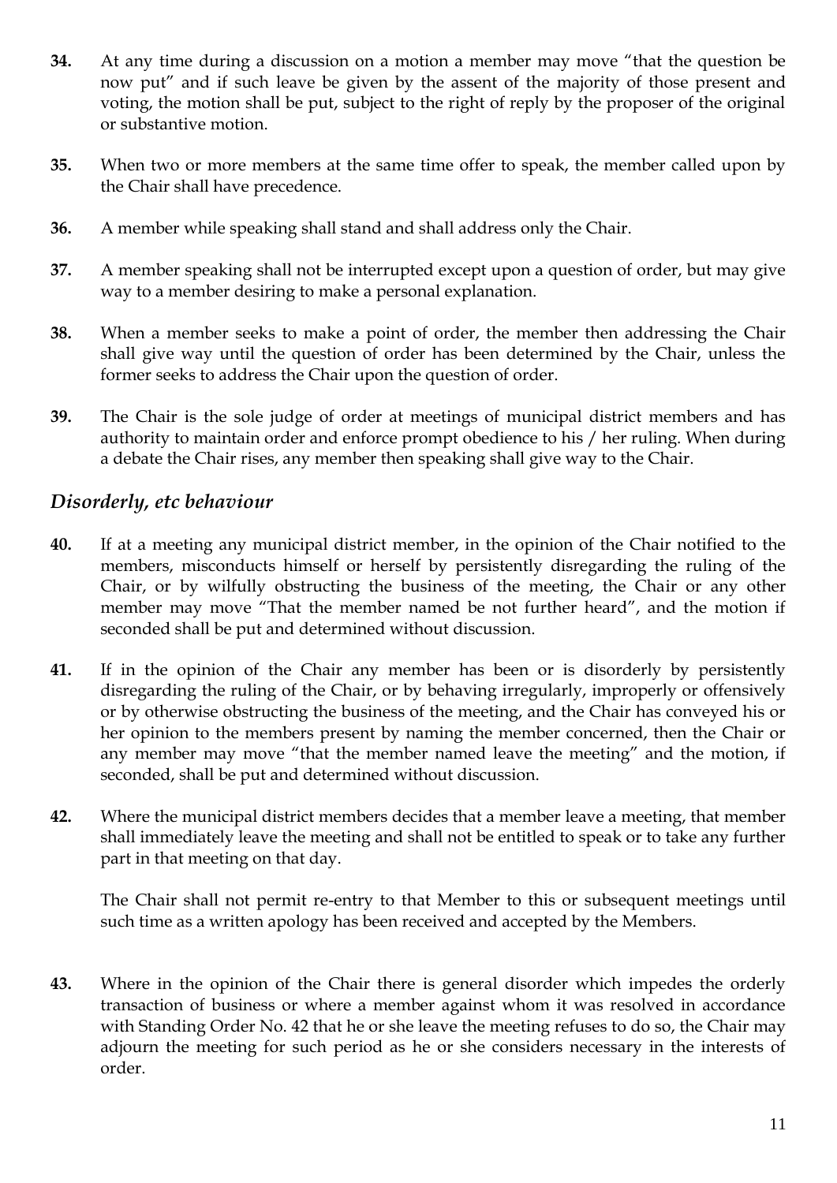**34.** At any time during a discussion on a motion a member may move "that the question be now put" and if such leave be given by the assent of the majority of those present and voting, the motion shall be put, subject to the right of reply by the proposer of the original or substantive motion.

**35.** When two or more members at the same time offer to speak, the member called upon by the Chair shall have precedence.

**36.** A member while speaking shall stand and shall address only the Chair.

**37.** A member speaking shall not be interrupted except upon a question of order, but may give way to a member desiring to make a personal explanation.

**38.** When a member seeks to make a point of order, the member then addressing the Chair shall give way until the question of order has been determined by the Chair, unless the former seeks to address the Chair upon the question of order.

**39.** The Chair is the sole judge of order at meetings of municipal district members and has authority to maintain order and enforce prompt obedience to his / her ruling. When during a debate the Chair rises, any member then speaking shall give way to the Chair.

## *Disorderly, etc behaviour*

**40.** If at a meeting any municipal district member, in the opinion of the Chair notified to the members, misconducts himself or herself by persistently disregarding the ruling of the Chair, or by wilfully obstructing the business of the meeting, the Chair or any other member may move "That the member named be not further heard", and the motion if seconded shall be put and determined without discussion.

**41.** If in the opinion of the Chair any member has been or is disorderly by persistently disregarding the ruling of the Chair, or by behaving irregularly, improperly or offensively or by otherwise obstructing the business of the meeting, and the Chair has conveyed his or her opinion to the members present by naming the member concerned, then the Chair or any member may move "that the member named leave the meeting" and the motion, if seconded, shall be put and determined without discussion.

**42.** Where the municipal district members decides that a member leave a meeting, that member shall immediately leave the meeting and shall not be entitled to speak or to take any further part in that meeting on that day.

The Chair shall not permit re-entry to that Member to this or subsequent meetings until such time as a written apology has been received and accepted by the Members.

**43.** Where in the opinion of the Chair there is general disorder which impedes the orderly transaction of business or where a member against whom it was resolved in accordance with Standing Order No. 42 that he or she leave the meeting refuses to do so, the Chair may adjourn the meeting for such period as he or she considers necessary in the interests of order.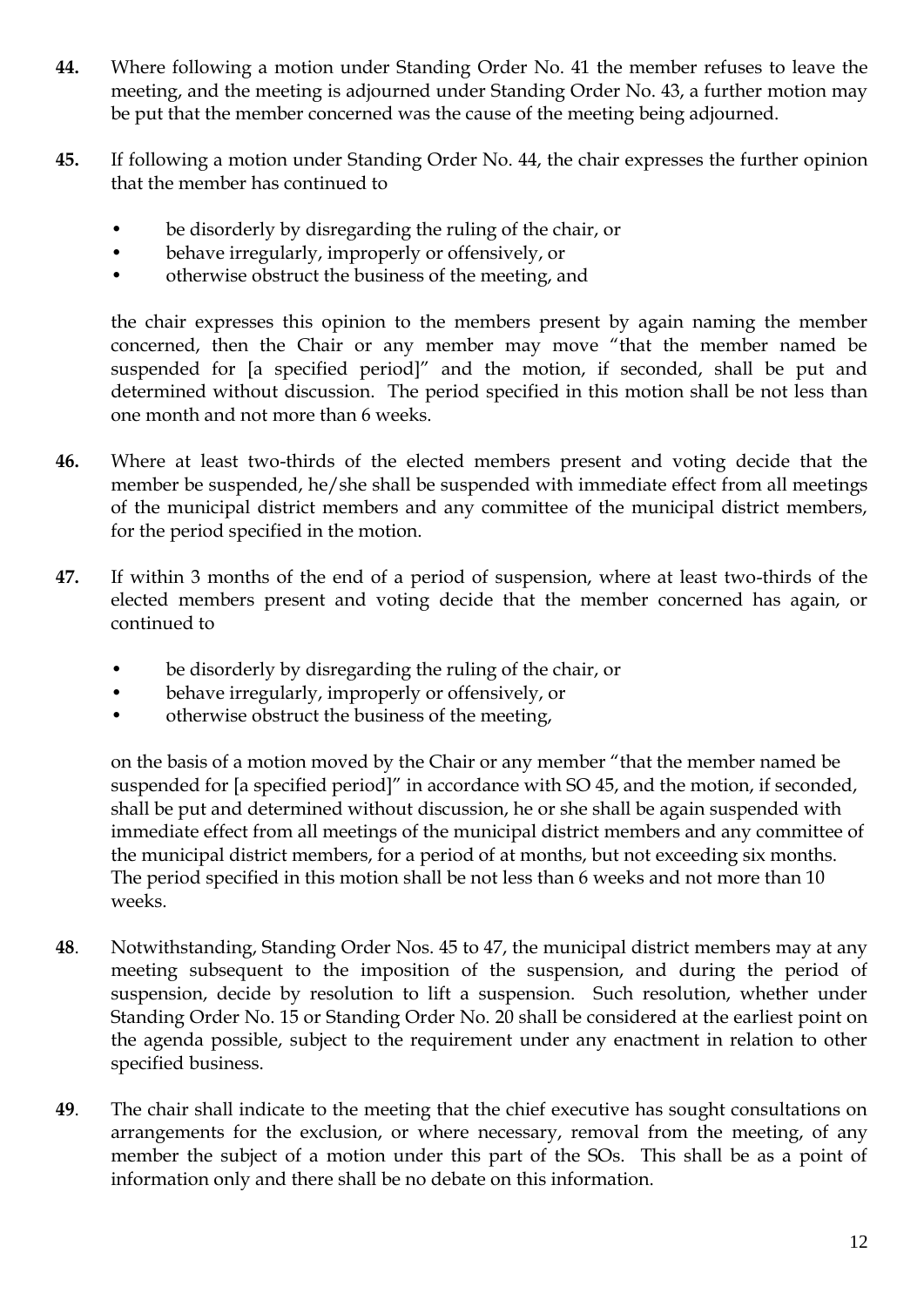**44.** Where following a motion under Standing Order No. 41 the member refuses to leave the meeting, and the meeting is adjourned under Standing Order No. 43, a further motion may be put that the member concerned was the cause of the meeting being adjourned.

**45.** If following a motion under Standing Order No. 44, the chair expresses the further opinion that the member has continued to

- be disorderly by disregarding the ruling of the chair, or
- behave irregularly, improperly or offensively, or
- otherwise obstruct the business of the meeting, and

the chair expresses this opinion to the members present by again naming the member concerned, then the Chair or any member may move "that the member named be suspended for [a specified period]" and the motion, if seconded, shall be put and determined without discussion. The period specified in this motion shall be not less than one month and not more than 6 weeks.

**46.** Where at least two-thirds of the elected members present and voting decide that the member be suspended, he/she shall be suspended with immediate effect from all meetings of the municipal district members and any committee of the municipal district members, for the period specified in the motion.

**47.** If within 3 months of the end of a period of suspension, where at least two-thirds of the elected members present and voting decide that the member concerned has again, or continued to

- be disorderly by disregarding the ruling of the chair, or
- behave irregularly, improperly or offensively, or
- otherwise obstruct the business of the meeting,

on the basis of a motion moved by the Chair or any member "that the member named be suspended for [a specified period]" in accordance with SO 45, and the motion, if seconded, shall be put and determined without discussion, he or she shall be again suspended with immediate effect from all meetings of the municipal district members and any committee of the municipal district members, for a period of at months, but not exceeding six months. The period specified in this motion shall be not less than 6 weeks and not more than 10 weeks.

**48**. Notwithstanding, Standing Order Nos. 45 to 47, the municipal district members may at any meeting subsequent to the imposition of the suspension, and during the period of suspension, decide by resolution to lift a suspension. Such resolution, whether under Standing Order No. 15 or Standing Order No. 20 shall be considered at the earliest point on the agenda possible, subject to the requirement under any enactment in relation to other specified business.

**49**. The chair shall indicate to the meeting that the chief executive has sought consultations on arrangements for the exclusion, or where necessary, removal from the meeting, of any member the subject of a motion under this part of the SOs. This shall be as a point of information only and there shall be no debate on this information.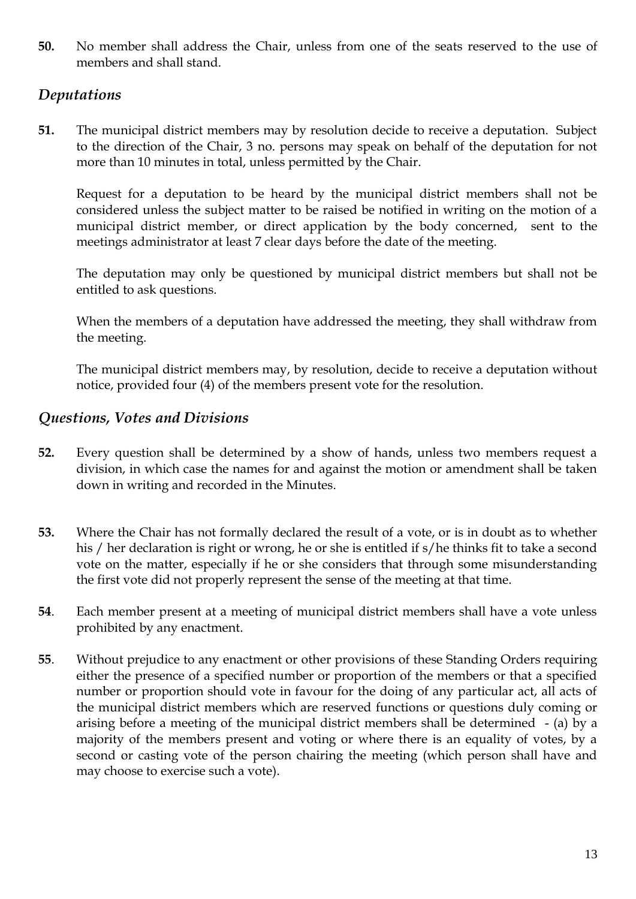**50.** No member shall address the Chair, unless from one of the seats reserved to the use of members and shall stand.

## *Deputations*

**51.** The municipal district members may by resolution decide to receive a deputation. Subject to the direction of the Chair, 3 no. persons may speak on behalf of the deputation for not more than 10 minutes in total, unless permitted by the Chair.

Request for a deputation to be heard by the municipal district members shall not be considered unless the subject matter to be raised be notified in writing on the motion of a municipal district member, or direct application by the body concerned, sent to the meetings administrator at least 7 clear days before the date of the meeting.

The deputation may only be questioned by municipal district members but shall not be entitled to ask questions.

When the members of a deputation have addressed the meeting, they shall withdraw from the meeting.

The municipal district members may, by resolution, decide to receive a deputation without notice, provided four (4) of the members present vote for the resolution.

## *Questions, Votes and Divisions*

**52.** Every question shall be determined by a show of hands, unless two members request a division, in which case the names for and against the motion or amendment shall be taken down in writing and recorded in the Minutes.

**53.** Where the Chair has not formally declared the result of a vote, or is in doubt as to whether his / her declaration is right or wrong, he or she is entitled if s/he thinks fit to take a second vote on the matter, especially if he or she considers that through some misunderstanding the first vote did not properly represent the sense of the meeting at that time.

**54**. Each member present at a meeting of municipal district members shall have a vote unless prohibited by any enactment.

**55**. Without prejudice to any enactment or other provisions of these Standing Orders requiring either the presence of a specified number or proportion of the members or that a specified number or proportion should vote in favour for the doing of any particular act, all acts of the municipal district members which are reserved functions or questions duly coming or arising before a meeting of the municipal district members shall be determined - (a) by a majority of the members present and voting or where there is an equality of votes, by a second or casting vote of the person chairing the meeting (which person shall have and may choose to exercise such a vote).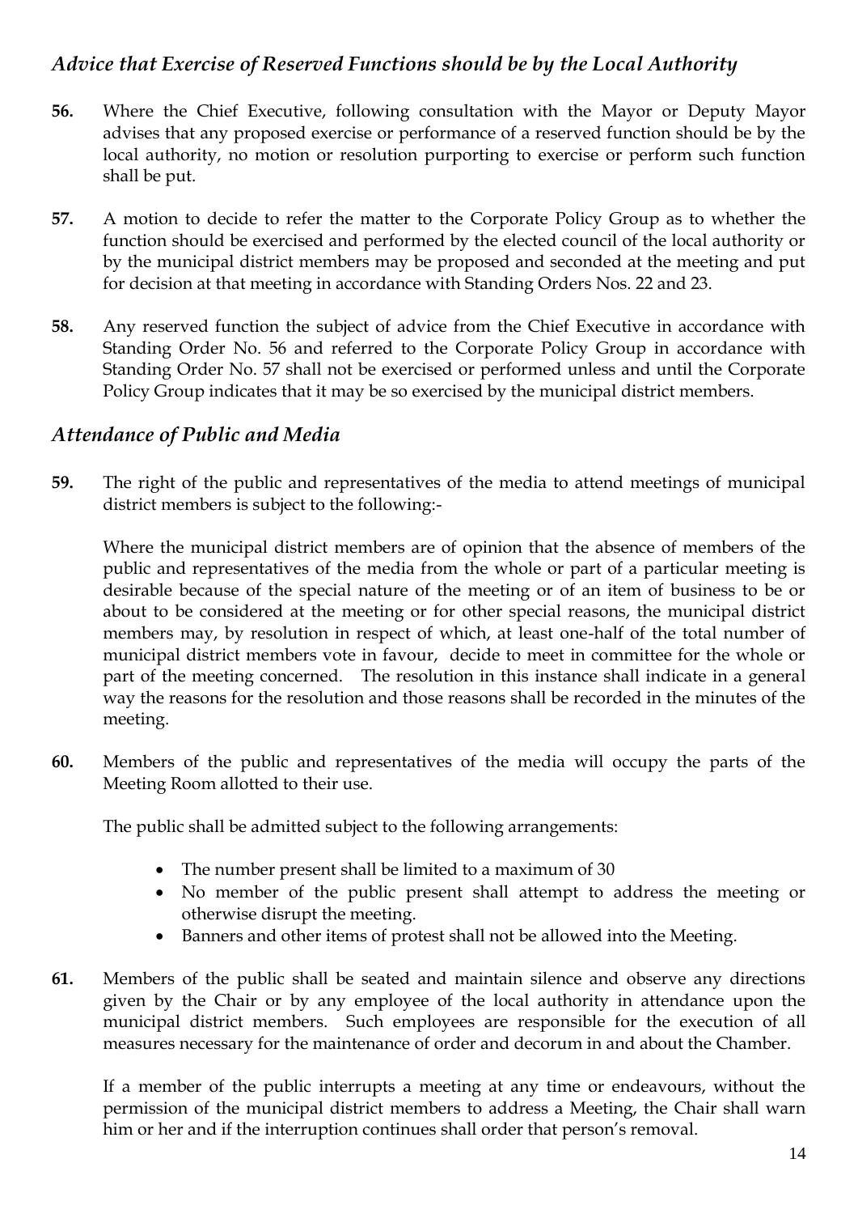## *Advice that Exercise of Reserved Functions should be by the Local Authority*

**56.** Where the Chief Executive, following consultation with the Mayor or Deputy Mayor advises that any proposed exercise or performance of a reserved function should be by the local authority, no motion or resolution purporting to exercise or perform such function shall be put.

**57.** A motion to decide to refer the matter to the Corporate Policy Group as to whether the function should be exercised and performed by the elected council of the local authority or by the municipal district members may be proposed and seconded at the meeting and put for decision at that meeting in accordance with Standing Orders Nos. 22 and 23.

**58.** Any reserved function the subject of advice from the Chief Executive in accordance with Standing Order No. 56 and referred to the Corporate Policy Group in accordance with Standing Order No. 57 shall not be exercised or performed unless and until the Corporate Policy Group indicates that it may be so exercised by the municipal district members.

## *Attendance of Public and Media*

**59.** The right of the public and representatives of the media to attend meetings of municipal district members is subject to the following:-

Where the municipal district members are of opinion that the absence of members of the public and representatives of the media from the whole or part of a particular meeting is desirable because of the special nature of the meeting or of an item of business to be or about to be considered at the meeting or for other special reasons, the municipal district members may, by resolution in respect of which, at least one-half of the total number of municipal district members vote in favour, decide to meet in committee for the whole or part of the meeting concerned. The resolution in this instance shall indicate in a general way the reasons for the resolution and those reasons shall be recorded in the minutes of the meeting.

**60.** Members of the public and representatives of the media will occupy the parts of the Meeting Room allotted to their use.

The public shall be admitted subject to the following arrangements:

- The number present shall be limited to a maximum of 30
- No member of the public present shall attempt to address the meeting or otherwise disrupt the meeting.
- Banners and other items of protest shall not be allowed into the Meeting.

**61.** Members of the public shall be seated and maintain silence and observe any directions given by the Chair or by any employee of the local authority in attendance upon the municipal district members. Such employees are responsible for the execution of all measures necessary for the maintenance of order and decorum in and about the Chamber.

If a member of the public interrupts a meeting at any time or endeavours, without the permission of the municipal district members to address a Meeting, the Chair shall warn him or her and if the interruption continues shall order that person's removal.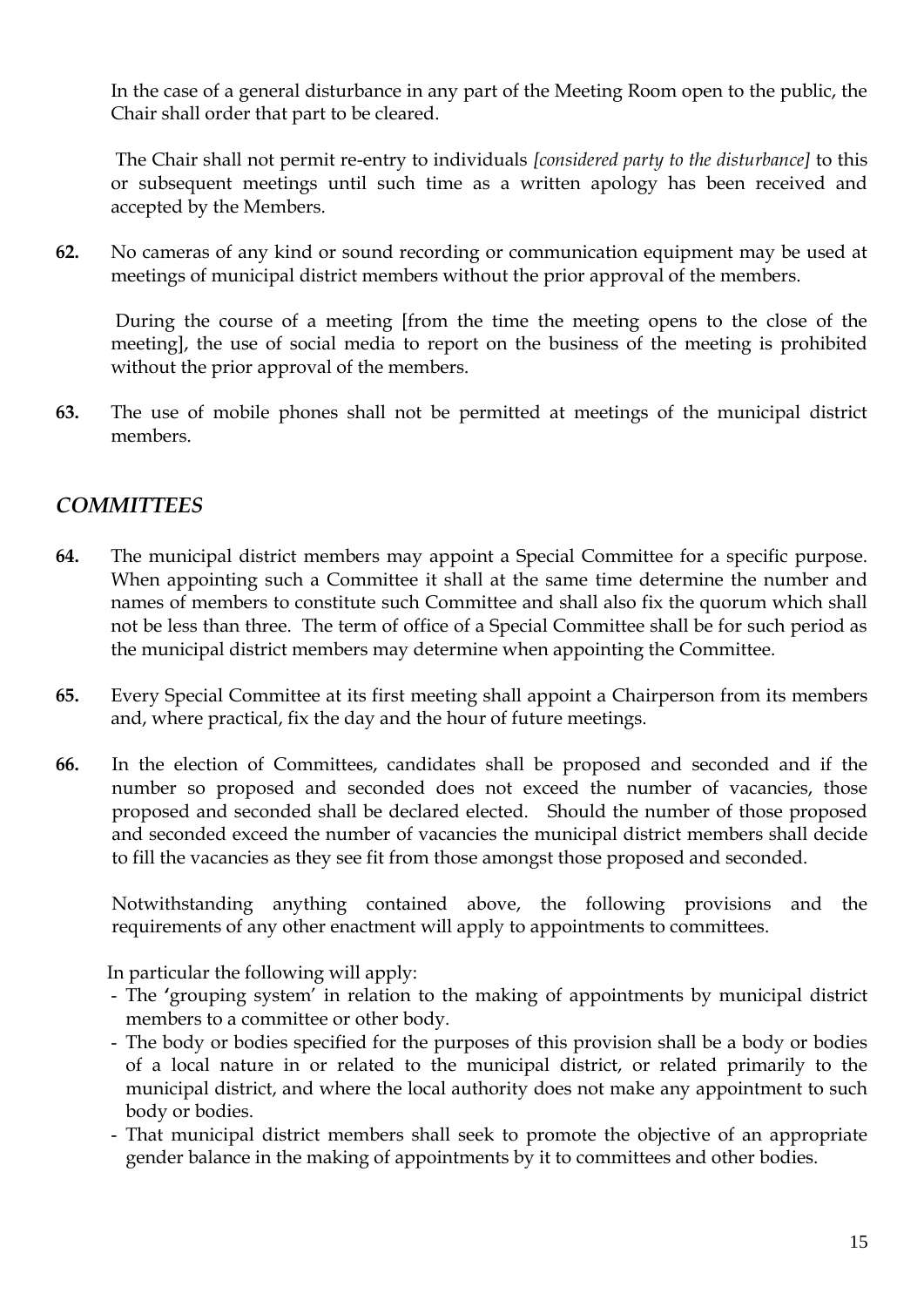In the case of a general disturbance in any part of the Meeting Room open to the public, the Chair shall order that part to be cleared.

The Chair shall not permit re-entry to individuals *[considered party to the disturbance]* to this or subsequent meetings until such time as a written apology has been received and accepted by the Members.

**62.** No cameras of any kind or sound recording or communication equipment may be used at meetings of municipal district members without the prior approval of the members.

During the course of a meeting [from the time the meeting opens to the close of the meeting], the use of social media to report on the business of the meeting is prohibited without the prior approval of the members.

**63.** The use of mobile phones shall not be permitted at meetings of the municipal district members.

## *COMMITTEES*

**64.** The municipal district members may appoint a Special Committee for a specific purpose. When appointing such a Committee it shall at the same time determine the number and names of members to constitute such Committee and shall also fix the quorum which shall not be less than three. The term of office of a Special Committee shall be for such period as the municipal district members may determine when appointing the Committee.

**65.** Every Special Committee at its first meeting shall appoint a Chairperson from its members and, where practical, fix the day and the hour of future meetings.

**66.** In the election of Committees, candidates shall be proposed and seconded and if the number so proposed and seconded does not exceed the number of vacancies, those proposed and seconded shall be declared elected. Should the number of those proposed and seconded exceed the number of vacancies the municipal district members shall decide to fill the vacancies as they see fit from those amongst those proposed and seconded.

Notwithstanding anything contained above, the following provisions and the requirements of any other enactment will apply to appointments to committees.

In particular the following will apply:

- The 'grouping system' in relation to the making of appointments by municipal district members to a committee or other body.
- The body or bodies specified for the purposes of this provision shall be a body or bodies of a local nature in or related to the municipal district, or related primarily to the municipal district, and where the local authority does not make any appointment to such body or bodies.
- That municipal district members shall seek to promote the objective of an appropriate gender balance in the making of appointments by it to committees and other bodies.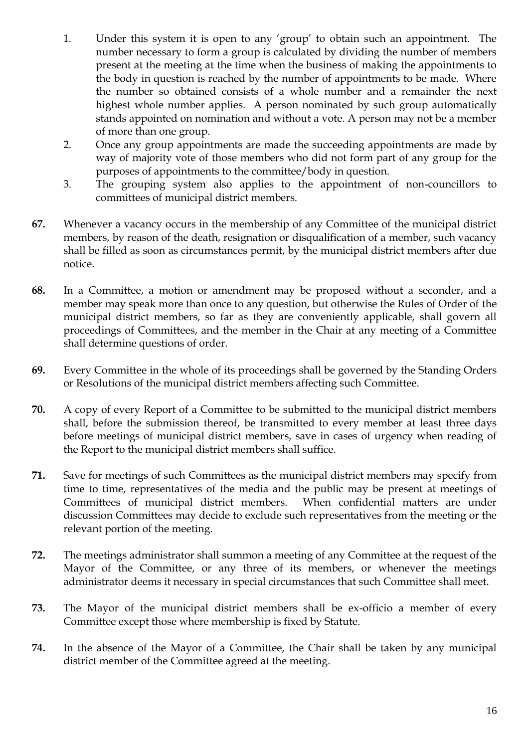1. Under this system it is open to any 'group' to obtain such an appointment. The number necessary to form a group is calculated by dividing the number of members present at the meeting at the time when the business of making the appointments to the body in question is reached by the number of appointments to be made. Where the number so obtained consists of a whole number and a remainder the next highest whole number applies. A person nominated by such group automatically stands appointed on nomination and without a vote. A person may not be a member of more than one group.
2. Once any group appointments are made the succeeding appointments are made by way of majority vote of those members who did not form part of any group for the purposes of appointments to the committee/body in question.
3. The grouping system also applies to the appointment of non-councillors to committees of municipal district members.

**67.** Whenever a vacancy occurs in the membership of any Committee of the municipal district members, by reason of the death, resignation or disqualification of a member, such vacancy shall be filled as soon as circumstances permit, by the municipal district members after due notice.

**68.** In a Committee, a motion or amendment may be proposed without a seconder, and a member may speak more than once to any question, but otherwise the Rules of Order of the municipal district members, so far as they are conveniently applicable, shall govern all proceedings of Committees, and the member in the Chair at any meeting of a Committee shall determine questions of order.

**69.** Every Committee in the whole of its proceedings shall be governed by the Standing Orders or Resolutions of the municipal district members affecting such Committee.

**70.** A copy of every Report of a Committee to be submitted to the municipal district members shall, before the submission thereof, be transmitted to every member at least three days before meetings of municipal district members, save in cases of urgency when reading of the Report to the municipal district members shall suffice.

**71.** Save for meetings of such Committees as the municipal district members may specify from time to time, representatives of the media and the public may be present at meetings of Committees of municipal district members. When confidential matters are under discussion Committees may decide to exclude such representatives from the meeting or the relevant portion of the meeting.

**72.** The meetings administrator shall summon a meeting of any Committee at the request of the Mayor of the Committee, or any three of its members, or whenever the meetings administrator deems it necessary in special circumstances that such Committee shall meet.

**73.** The Mayor of the municipal district members shall be ex-officio a member of every Committee except those where membership is fixed by Statute.

**74.** In the absence of the Mayor of a Committee, the Chair shall be taken by any municipal district member of the Committee agreed at the meeting.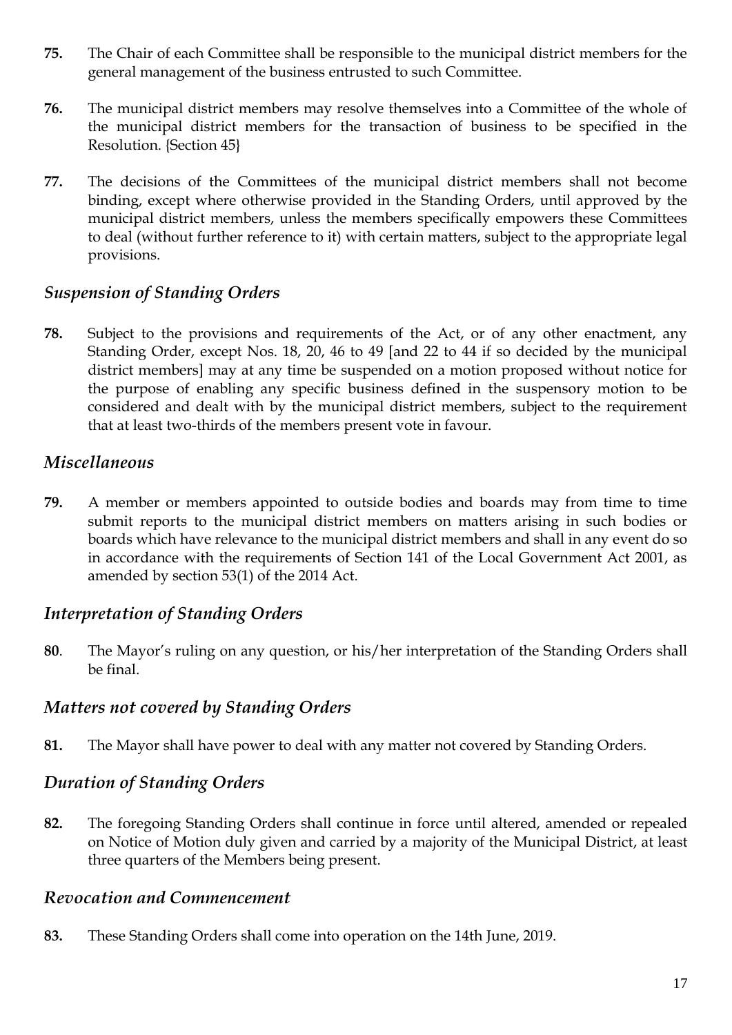**75.** The Chair of each Committee shall be responsible to the municipal district members for the general management of the business entrusted to such Committee.

**76.** The municipal district members may resolve themselves into a Committee of the whole of the municipal district members for the transaction of business to be specified in the Resolution. {Section 45}

**77.** The decisions of the Committees of the municipal district members shall not become binding, except where otherwise provided in the Standing Orders, until approved by the municipal district members, unless the members specifically empowers these Committees to deal (without further reference to it) with certain matters, subject to the appropriate legal provisions.

## *Suspension of Standing Orders*

**78.** Subject to the provisions and requirements of the Act, or of any other enactment, any Standing Order, except Nos. 18, 20, 46 to 49 [and 22 to 44 if so decided by the municipal district members] may at any time be suspended on a motion proposed without notice for the purpose of enabling any specific business defined in the suspensory motion to be considered and dealt with by the municipal district members, subject to the requirement that at least two-thirds of the members present vote in favour.

## *Miscellaneous*

**79.** A member or members appointed to outside bodies and boards may from time to time submit reports to the municipal district members on matters arising in such bodies or boards which have relevance to the municipal district members and shall in any event do so in accordance with the requirements of Section 141 of the Local Government Act 2001, as amended by section 53(1) of the 2014 Act.

## *Interpretation of Standing Orders*

**80**. The Mayor's ruling on any question, or his/her interpretation of the Standing Orders shall be final.

## *Matters not covered by Standing Orders*

**81.** The Mayor shall have power to deal with any matter not covered by Standing Orders.

## *Duration of Standing Orders*

**82.** The foregoing Standing Orders shall continue in force until altered, amended or repealed on Notice of Motion duly given and carried by a majority of the Municipal District, at least three quarters of the Members being present.

## *Revocation and Commencement*

**83.** These Standing Orders shall come into operation on the 14th June, 2019.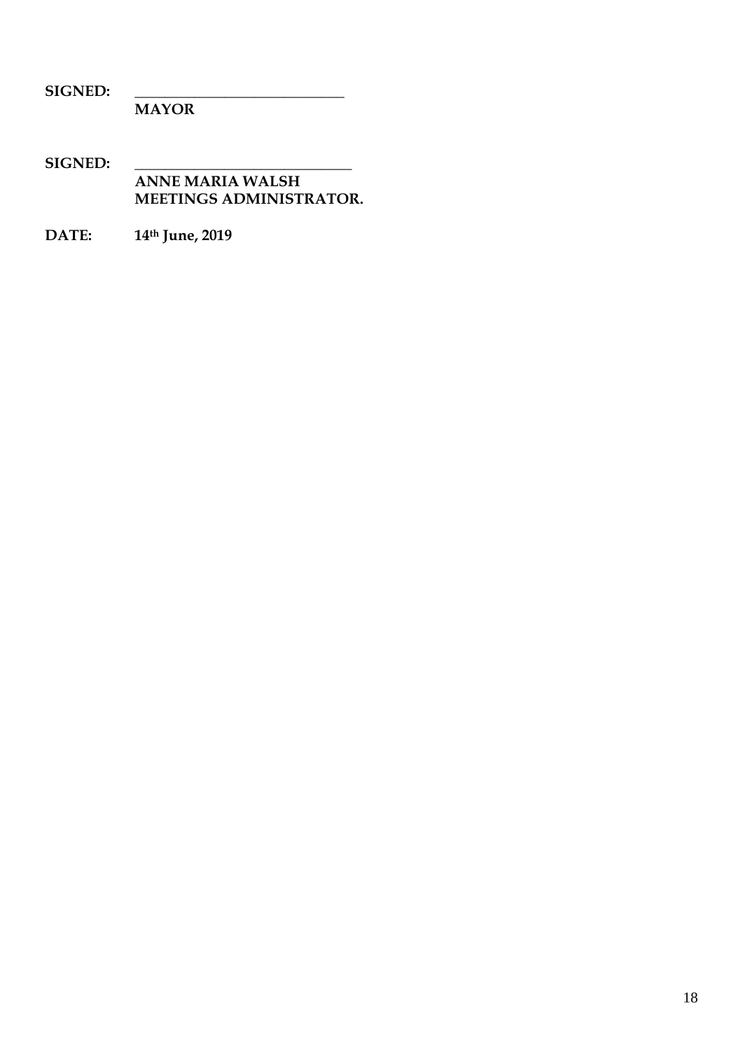**SIGNED:** \_\_\_\_\_\_\_\_\_\_\_\_\_\_\_\_\_\_\_\_\_\_\_\_\_\_\_\_\_\_

**MAYOR**

**SIGNED:** \_\_\_\_\_\_\_\_\_\_\_\_\_\_\_\_\_\_\_\_\_\_\_\_\_\_\_\_\_\_

**ANNE MARIA WALSH**
**MEETINGS ADMINISTRATOR.**

**DATE: 14th June, 2019**